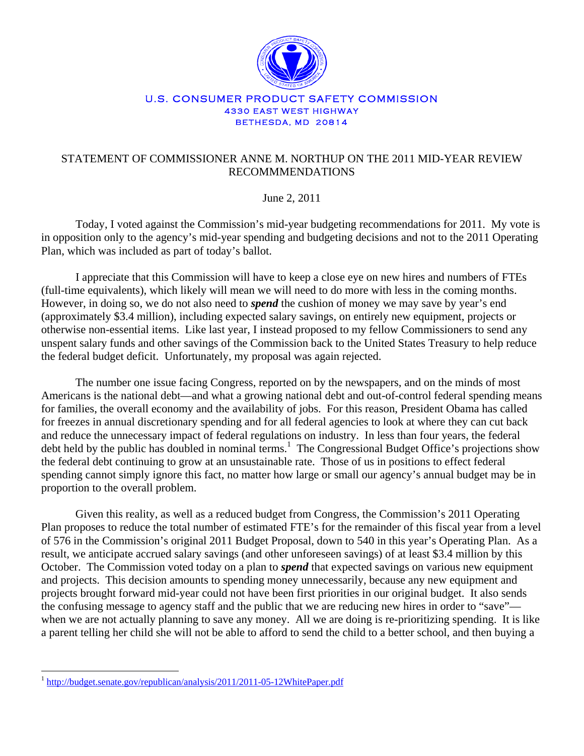U.S. CONSUMER PRODUCT SAFETY COMMISSION
4330 EAST WEST HIGHWAY
BETHESDA, MD 20814

# STATEMENT OF COMMISSIONER ANNE M. NORTHUP ON THE 2011 MID-YEAR REVIEW RECOMMMENDATIONS

June 2, 2011

Today, I voted against the Commission's mid-year budgeting recommendations for 2011. My vote is in opposition only to the agency's mid-year spending and budgeting decisions and not to the 2011 Operating Plan, which was included as part of today's ballot.

I appreciate that this Commission will have to keep a close eye on new hires and numbers of FTEs (full-time equivalents), which likely will mean we will need to do more with less in the coming months. However, in doing so, we do not also need to ***spend*** the cushion of money we may save by year's end (approximately $3.4 million), including expected salary savings, on entirely new equipment, projects or otherwise non-essential items. Like last year, I instead proposed to my fellow Commissioners to send any unspent salary funds and other savings of the Commission back to the United States Treasury to help reduce the federal budget deficit. Unfortunately, my proposal was again rejected.

The number one issue facing Congress, reported on by the newspapers, and on the minds of most Americans is the national debt—and what a growing national debt and out-of-control federal spending means for families, the overall economy and the availability of jobs. For this reason, President Obama has called for freezes in annual discretionary spending and for all federal agencies to look at where they can cut back and reduce the unnecessary impact of federal regulations on industry. In less than four years, the federal debt held by the public has doubled in nominal terms.[1] The Congressional Budget Office's projections show the federal debt continuing to grow at an unsustainable rate. Those of us in positions to effect federal spending cannot simply ignore this fact, no matter how large or small our agency's annual budget may be in proportion to the overall problem.

Given this reality, as well as a reduced budget from Congress, the Commission's 2011 Operating Plan proposes to reduce the total number of estimated FTE's for the remainder of this fiscal year from a level of 576 in the Commission's original 2011 Budget Proposal, down to 540 in this year's Operating Plan. As a result, we anticipate accrued salary savings (and other unforeseen savings) of at least $3.4 million by this October. The Commission voted today on a plan to ***spend*** that expected savings on various new equipment and projects. This decision amounts to spending money unnecessarily, because any new equipment and projects brought forward mid-year could not have been first priorities in our original budget. It also sends the confusing message to agency staff and the public that we are reducing new hires in order to "save"—when we are not actually planning to save any money. All we are doing is re-prioritizing spending. It is like a parent telling her child she will not be able to afford to send the child to a better school, and then buying a

---

[1] http://budget.senate.gov/republican/analysis/2011/2011-05-12WhitePaper.pdf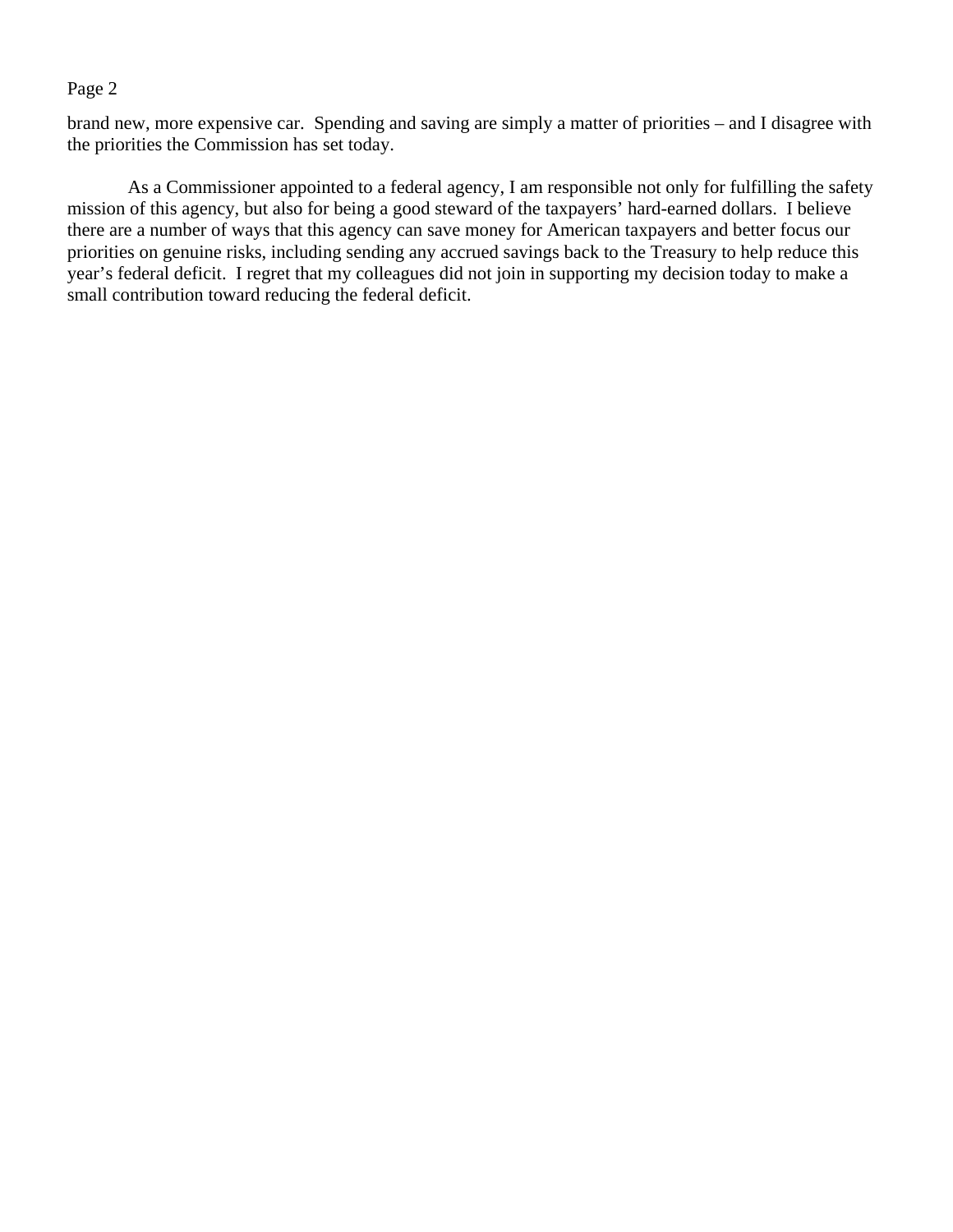brand new, more expensive car. Spending and saving are simply a matter of priorities – and I disagree with the priorities the Commission has set today.

As a Commissioner appointed to a federal agency, I am responsible not only for fulfilling the safety mission of this agency, but also for being a good steward of the taxpayers' hard-earned dollars. I believe there are a number of ways that this agency can save money for American taxpayers and better focus our priorities on genuine risks, including sending any accrued savings back to the Treasury to help reduce this year's federal deficit. I regret that my colleagues did not join in supporting my decision today to make a small contribution toward reducing the federal deficit.